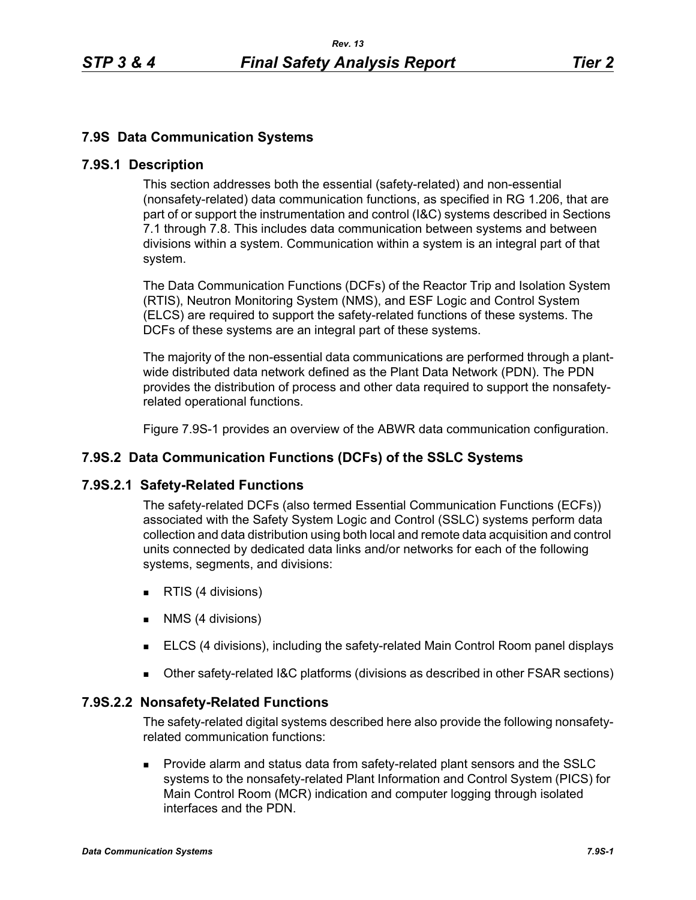## 7.9S Data Communication Systems

### 7.9S.1 Description

This section addresses both the essential (safety-related) and non-essential (nonsafety-related) data communication functions, as specified in RG 1.206, that are part of or support the instrumentation and control (I&C) systems described in Sections 7.1 through 7.8. This includes data communication between systems and between divisions within a system. Communication within a system is an integral part of that system.

The Data Communication Functions (DCFs) of the Reactor Trip and Isolation System (RTIS), Neutron Monitoring System (NMS), and ESF Logic and Control System (ELCS) are required to support the safety-related functions of these systems. The DCFs of these systems are an integral part of these systems.

The majority of the non-essential data communications are performed through a plant-wide distributed data network defined as the Plant Data Network (PDN). The PDN provides the distribution of process and other data required to support the nonsafety-related operational functions.

Figure 7.9S-1 provides an overview of the ABWR data communication configuration.

### 7.9S.2 Data Communication Functions (DCFs) of the SSLC Systems

#### 7.9S.2.1 Safety-Related Functions

The safety-related DCFs (also termed Essential Communication Functions (ECFs)) associated with the Safety System Logic and Control (SSLC) systems perform data collection and data distribution using both local and remote data acquisition and control units connected by dedicated data links and/or networks for each of the following systems, segments, and divisions:

- RTIS (4 divisions)
- NMS (4 divisions)
- ELCS (4 divisions), including the safety-related Main Control Room panel displays
- Other safety-related I&C platforms (divisions as described in other FSAR sections)

#### 7.9S.2.2 Nonsafety-Related Functions

The safety-related digital systems described here also provide the following nonsafety-related communication functions:

- Provide alarm and status data from safety-related plant sensors and the SSLC systems to the nonsafety-related Plant Information and Control System (PICS) for Main Control Room (MCR) indication and computer logging through isolated interfaces and the PDN.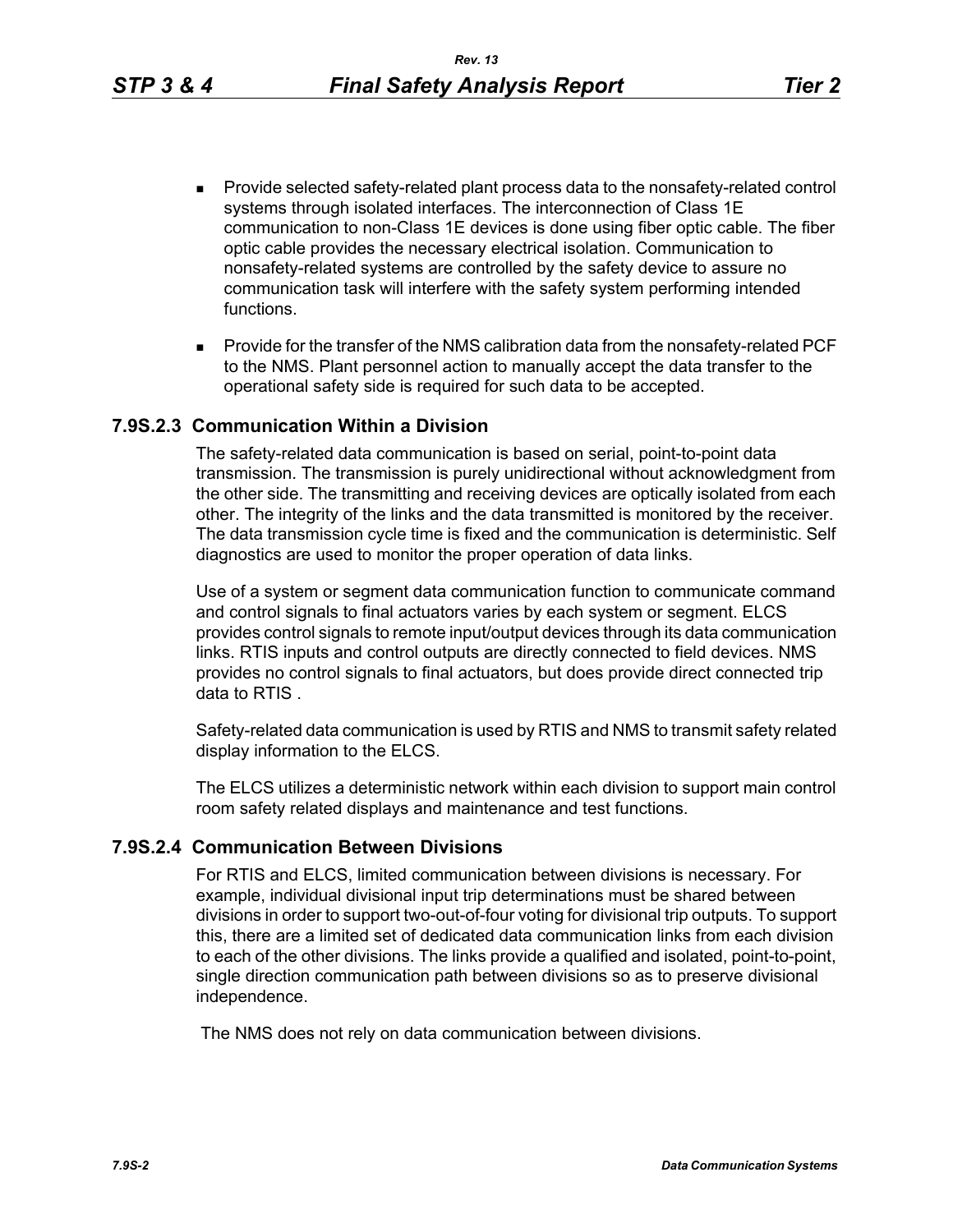- Provide selected safety-related plant process data to the nonsafety-related control systems through isolated interfaces. The interconnection of Class 1E communication to non-Class 1E devices is done using fiber optic cable. The fiber optic cable provides the necessary electrical isolation. Communication to nonsafety-related systems are controlled by the safety device to assure no communication task will interfere with the safety system performing intended functions.
- Provide for the transfer of the NMS calibration data from the nonsafety-related PCF to the NMS. Plant personnel action to manually accept the data transfer to the operational safety side is required for such data to be accepted.

### 7.9S.2.3 Communication Within a Division

The safety-related data communication is based on serial, point-to-point data transmission. The transmission is purely unidirectional without acknowledgment from the other side. The transmitting and receiving devices are optically isolated from each other. The integrity of the links and the data transmitted is monitored by the receiver. The data transmission cycle time is fixed and the communication is deterministic. Self diagnostics are used to monitor the proper operation of data links.

Use of a system or segment data communication function to communicate command and control signals to final actuators varies by each system or segment. ELCS provides control signals to remote input/output devices through its data communication links. RTIS inputs and control outputs are directly connected to field devices. NMS provides no control signals to final actuators, but does provide direct connected trip data to RTIS .

Safety-related data communication is used by RTIS and NMS to transmit safety related display information to the ELCS.

The ELCS utilizes a deterministic network within each division to support main control room safety related displays and maintenance and test functions.

### 7.9S.2.4 Communication Between Divisions

For RTIS and ELCS, limited communication between divisions is necessary. For example, individual divisional input trip determinations must be shared between divisions in order to support two-out-of-four voting for divisional trip outputs. To support this, there are a limited set of dedicated data communication links from each division to each of the other divisions. The links provide a qualified and isolated, point-to-point, single direction communication path between divisions so as to preserve divisional independence.

The NMS does not rely on data communication between divisions.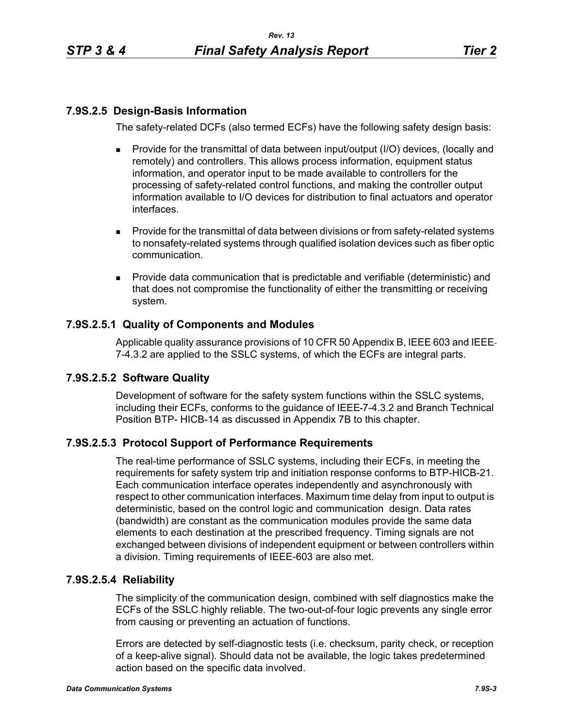### 7.9S.2.5 Design-Basis Information

The safety-related DCFs (also termed ECFs) have the following safety design basis:

- Provide for the transmittal of data between input/output (I/O) devices, (locally and remotely) and controllers. This allows process information, equipment status information, and operator input to be made available to controllers for the processing of safety-related control functions, and making the controller output information available to I/O devices for distribution to final actuators and operator interfaces.
- Provide for the transmittal of data between divisions or from safety-related systems to nonsafety-related systems through qualified isolation devices such as fiber optic communication.
- Provide data communication that is predictable and verifiable (deterministic) and that does not compromise the functionality of either the transmitting or receiving system.

#### 7.9S.2.5.1 Quality of Components and Modules

Applicable quality assurance provisions of 10 CFR 50 Appendix B, IEEE 603 and IEEE 7-4.3.2 are applied to the SSLC systems, of which the ECFs are integral parts.

#### 7.9S.2.5.2 Software Quality

Development of software for the safety system functions within the SSLC systems, including their ECFs, conforms to the guidance of IEEE-7-4.3.2 and Branch Technical Position BTP- HICB-14 as discussed in Appendix 7B to this chapter.

#### 7.9S.2.5.3 Protocol Support of Performance Requirements

The real-time performance of SSLC systems, including their ECFs, in meeting the requirements for safety system trip and initiation response conforms to BTP-HICB-21. Each communication interface operates independently and asynchronously with respect to other communication interfaces. Maximum time delay from input to output is deterministic, based on the control logic and communication design. Data rates (bandwidth) are constant as the communication modules provide the same data elements to each destination at the prescribed frequency. Timing signals are not exchanged between divisions of independent equipment or between controllers within a division. Timing requirements of IEEE-603 are also met.

#### 7.9S.2.5.4 Reliability

The simplicity of the communication design, combined with self diagnostics make the ECFs of the SSLC highly reliable. The two-out-of-four logic prevents any single error from causing or preventing an actuation of functions.

Errors are detected by self-diagnostic tests (i.e. checksum, parity check, or reception of a keep-alive signal). Should data not be available, the logic takes predetermined action based on the specific data involved.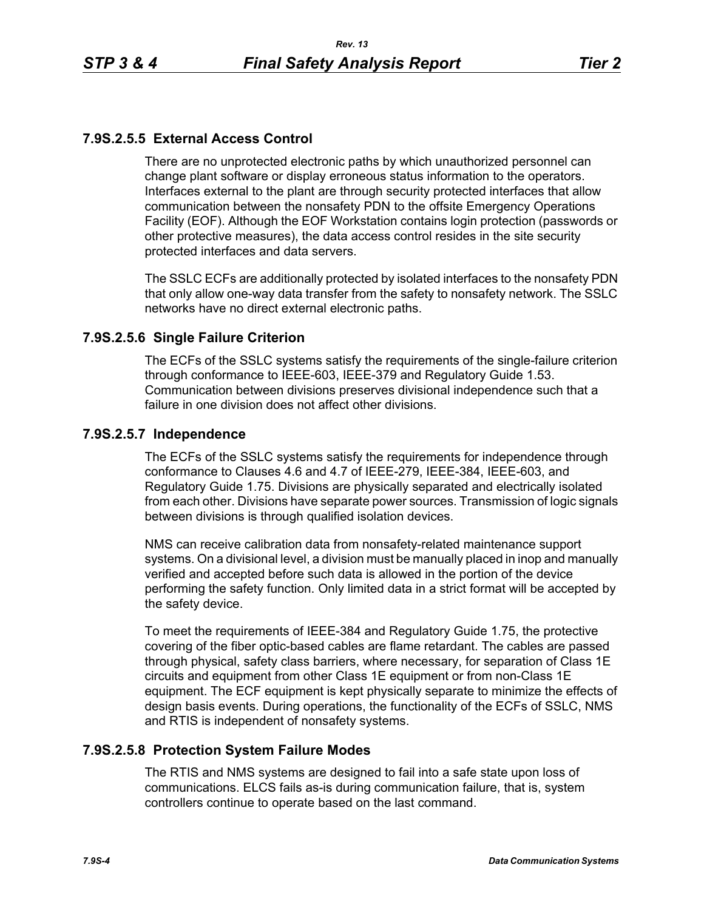### 7.9S.2.5.5 External Access Control

There are no unprotected electronic paths by which unauthorized personnel can change plant software or display erroneous status information to the operators. Interfaces external to the plant are through security protected interfaces that allow communication between the nonsafety PDN to the offsite Emergency Operations Facility (EOF). Although the EOF Workstation contains login protection (passwords or other protective measures), the data access control resides in the site security protected interfaces and data servers.

The SSLC ECFs are additionally protected by isolated interfaces to the nonsafety PDN that only allow one-way data transfer from the safety to nonsafety network. The SSLC networks have no direct external electronic paths.

### 7.9S.2.5.6 Single Failure Criterion

The ECFs of the SSLC systems satisfy the requirements of the single-failure criterion through conformance to IEEE-603, IEEE-379 and Regulatory Guide 1.53. Communication between divisions preserves divisional independence such that a failure in one division does not affect other divisions.

### 7.9S.2.5.7 Independence

The ECFs of the SSLC systems satisfy the requirements for independence through conformance to Clauses 4.6 and 4.7 of IEEE-279, IEEE-384, IEEE-603, and Regulatory Guide 1.75. Divisions are physically separated and electrically isolated from each other. Divisions have separate power sources. Transmission of logic signals between divisions is through qualified isolation devices.

NMS can receive calibration data from nonsafety-related maintenance support systems. On a divisional level, a division must be manually placed in inop and manually verified and accepted before such data is allowed in the portion of the device performing the safety function. Only limited data in a strict format will be accepted by the safety device.

To meet the requirements of IEEE-384 and Regulatory Guide 1.75, the protective covering of the fiber optic-based cables are flame retardant. The cables are passed through physical, safety class barriers, where necessary, for separation of Class 1E circuits and equipment from other Class 1E equipment or from non-Class 1E equipment. The ECF equipment is kept physically separate to minimize the effects of design basis events. During operations, the functionality of the ECFs of SSLC, NMS and RTIS is independent of nonsafety systems.

### 7.9S.2.5.8 Protection System Failure Modes

The RTIS and NMS systems are designed to fail into a safe state upon loss of communications. ELCS fails as-is during communication failure, that is, system controllers continue to operate based on the last command.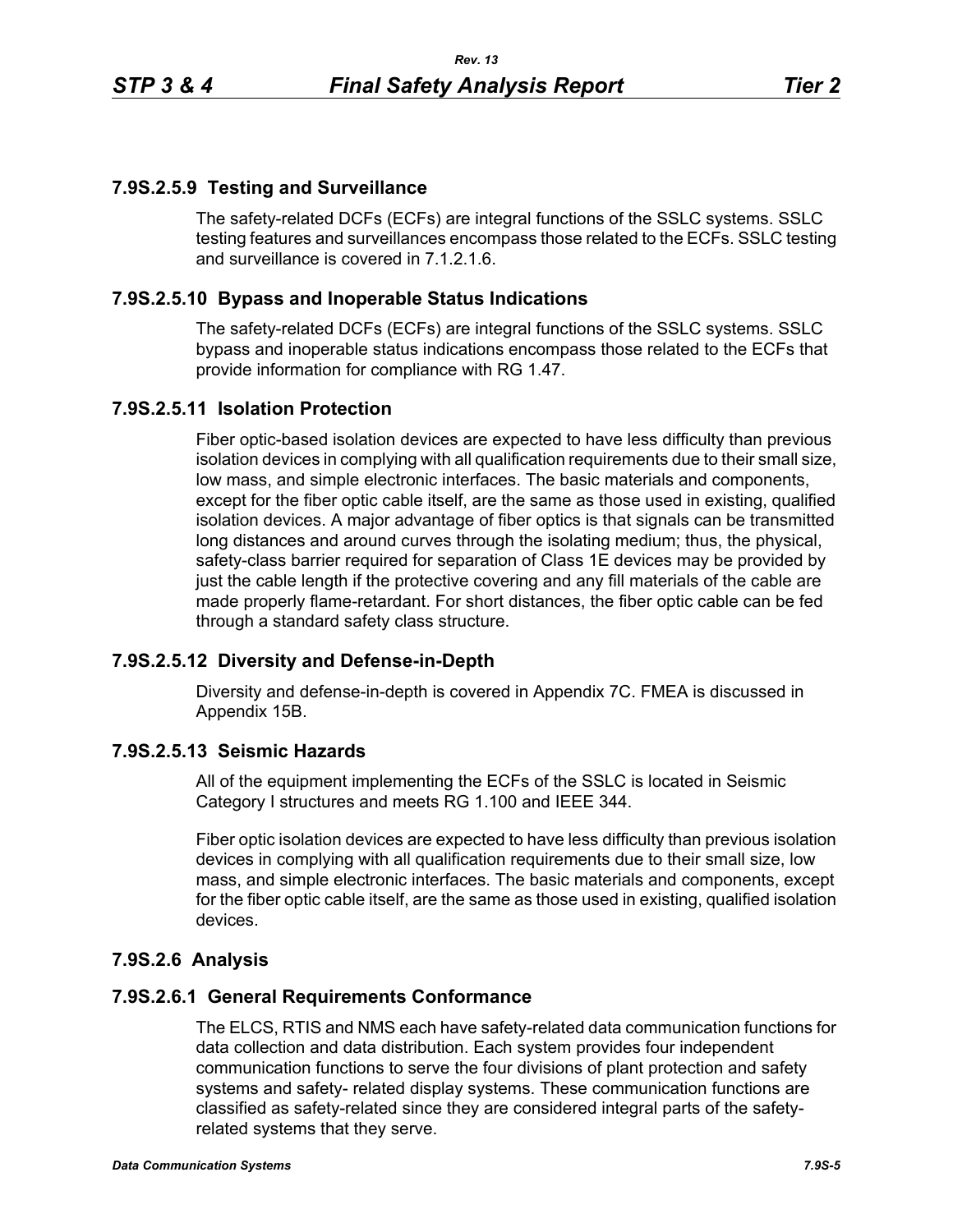### 7.9S.2.5.9 Testing and Surveillance

The safety-related DCFs (ECFs) are integral functions of the SSLC systems. SSLC testing features and surveillances encompass those related to the ECFs. SSLC testing and surveillance is covered in 7.1.2.1.6.

### 7.9S.2.5.10 Bypass and Inoperable Status Indications

The safety-related DCFs (ECFs) are integral functions of the SSLC systems. SSLC bypass and inoperable status indications encompass those related to the ECFs that provide information for compliance with RG 1.47.

### 7.9S.2.5.11 Isolation Protection

Fiber optic-based isolation devices are expected to have less difficulty than previous isolation devices in complying with all qualification requirements due to their small size, low mass, and simple electronic interfaces. The basic materials and components, except for the fiber optic cable itself, are the same as those used in existing, qualified isolation devices. A major advantage of fiber optics is that signals can be transmitted long distances and around curves through the isolating medium; thus, the physical, safety-class barrier required for separation of Class 1E devices may be provided by just the cable length if the protective covering and any fill materials of the cable are made properly flame-retardant. For short distances, the fiber optic cable can be fed through a standard safety class structure.

### 7.9S.2.5.12 Diversity and Defense-in-Depth

Diversity and defense-in-depth is covered in Appendix 7C. FMEA is discussed in Appendix 15B.

### 7.9S.2.5.13 Seismic Hazards

All of the equipment implementing the ECFs of the SSLC is located in Seismic Category I structures and meets RG 1.100 and IEEE 344.

Fiber optic isolation devices are expected to have less difficulty than previous isolation devices in complying with all qualification requirements due to their small size, low mass, and simple electronic interfaces. The basic materials and components, except for the fiber optic cable itself, are the same as those used in existing, qualified isolation devices.

## 7.9S.2.6 Analysis

### 7.9S.2.6.1 General Requirements Conformance

The ELCS, RTIS and NMS each have safety-related data communication functions for data collection and data distribution. Each system provides four independent communication functions to serve the four divisions of plant protection and safety systems and safety- related display systems. These communication functions are classified as safety-related since they are considered integral parts of the safety-related systems that they serve.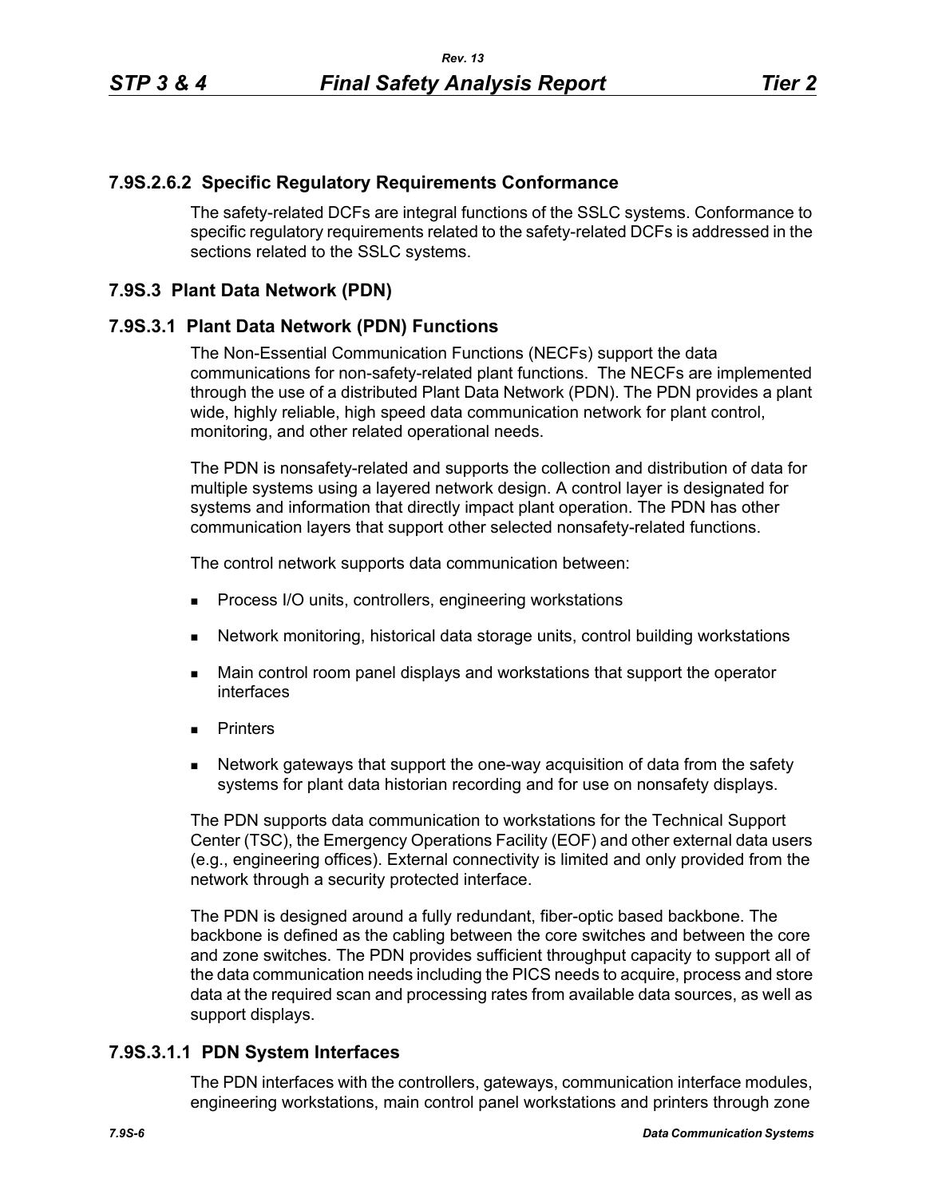### 7.9S.2.6.2 Specific Regulatory Requirements Conformance

The safety-related DCFs are integral functions of the SSLC systems. Conformance to specific regulatory requirements related to the safety-related DCFs is addressed in the sections related to the SSLC systems.

## 7.9S.3 Plant Data Network (PDN)

### 7.9S.3.1 Plant Data Network (PDN) Functions

The Non-Essential Communication Functions (NECFs) support the data communications for non-safety-related plant functions. The NECFs are implemented through the use of a distributed Plant Data Network (PDN). The PDN provides a plant wide, highly reliable, high speed data communication network for plant control, monitoring, and other related operational needs.

The PDN is nonsafety-related and supports the collection and distribution of data for multiple systems using a layered network design. A control layer is designated for systems and information that directly impact plant operation. The PDN has other communication layers that support other selected nonsafety-related functions.

The control network supports data communication between:

- Process I/O units, controllers, engineering workstations
- Network monitoring, historical data storage units, control building workstations
- Main control room panel displays and workstations that support the operator interfaces
- Printers
- Network gateways that support the one-way acquisition of data from the safety systems for plant data historian recording and for use on nonsafety displays.

The PDN supports data communication to workstations for the Technical Support Center (TSC), the Emergency Operations Facility (EOF) and other external data users (e.g., engineering offices). External connectivity is limited and only provided from the network through a security protected interface.

The PDN is designed around a fully redundant, fiber-optic based backbone. The backbone is defined as the cabling between the core switches and between the core and zone switches. The PDN provides sufficient throughput capacity to support all of the data communication needs including the PICS needs to acquire, process and store data at the required scan and processing rates from available data sources, as well as support displays.

#### 7.9S.3.1.1 PDN System Interfaces

The PDN interfaces with the controllers, gateways, communication interface modules, engineering workstations, main control panel workstations and printers through zone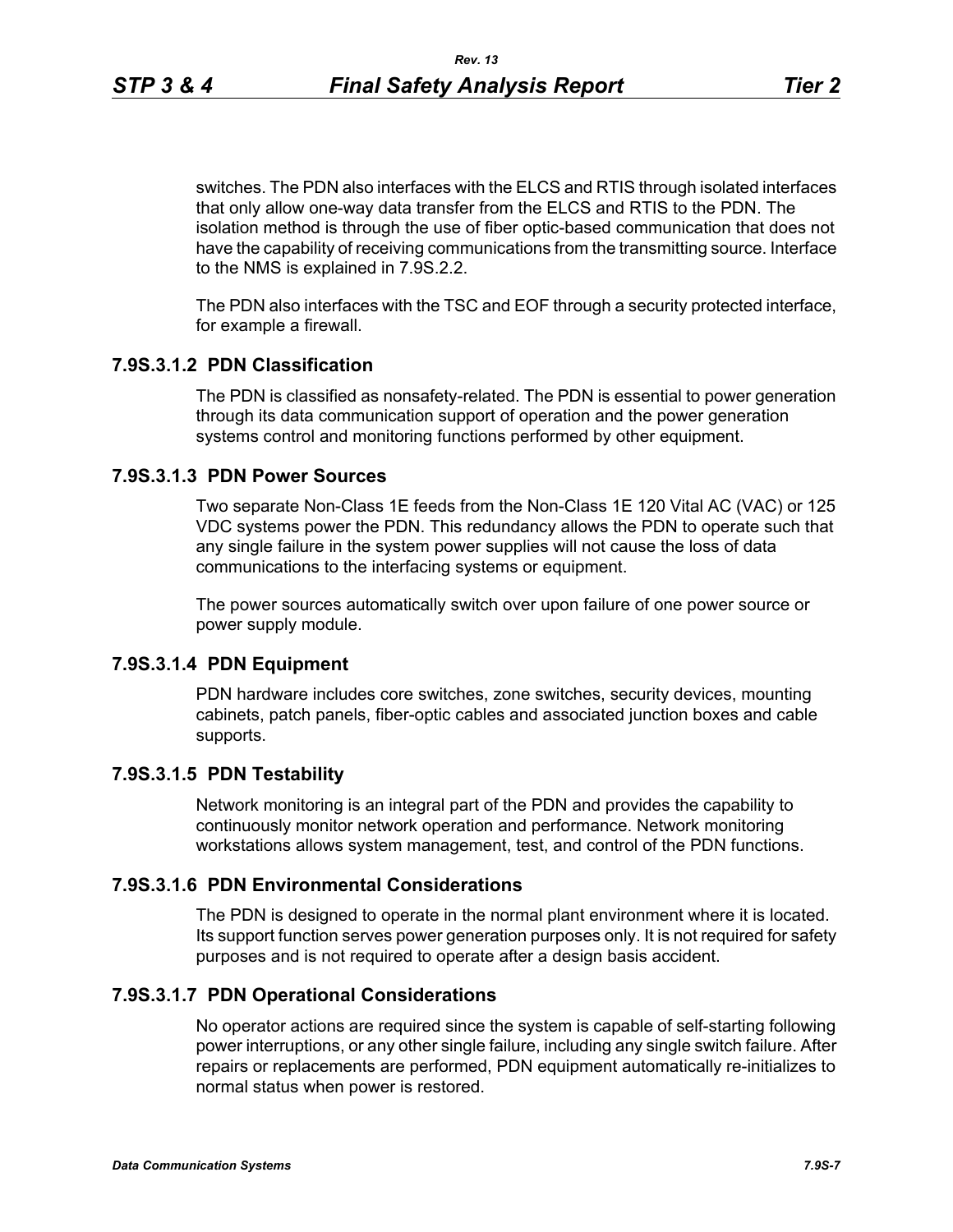switches. The PDN also interfaces with the ELCS and RTIS through isolated interfaces that only allow one-way data transfer from the ELCS and RTIS to the PDN. The isolation method is through the use of fiber optic-based communication that does not have the capability of receiving communications from the transmitting source. Interface to the NMS is explained in 7.9S.2.2.

The PDN also interfaces with the TSC and EOF through a security protected interface, for example a firewall.

### 7.9S.3.1.2 PDN Classification

The PDN is classified as nonsafety-related. The PDN is essential to power generation through its data communication support of operation and the power generation systems control and monitoring functions performed by other equipment.

### 7.9S.3.1.3 PDN Power Sources

Two separate Non-Class 1E feeds from the Non-Class 1E 120 Vital AC (VAC) or 125 VDC systems power the PDN. This redundancy allows the PDN to operate such that any single failure in the system power supplies will not cause the loss of data communications to the interfacing systems or equipment.

The power sources automatically switch over upon failure of one power source or power supply module.

### 7.9S.3.1.4 PDN Equipment

PDN hardware includes core switches, zone switches, security devices, mounting cabinets, patch panels, fiber-optic cables and associated junction boxes and cable supports.

### 7.9S.3.1.5 PDN Testability

Network monitoring is an integral part of the PDN and provides the capability to continuously monitor network operation and performance. Network monitoring workstations allows system management, test, and control of the PDN functions.

### 7.9S.3.1.6 PDN Environmental Considerations

The PDN is designed to operate in the normal plant environment where it is located. Its support function serves power generation purposes only. It is not required for safety purposes and is not required to operate after a design basis accident.

### 7.9S.3.1.7 PDN Operational Considerations

No operator actions are required since the system is capable of self-starting following power interruptions, or any other single failure, including any single switch failure. After repairs or replacements are performed, PDN equipment automatically re-initializes to normal status when power is restored.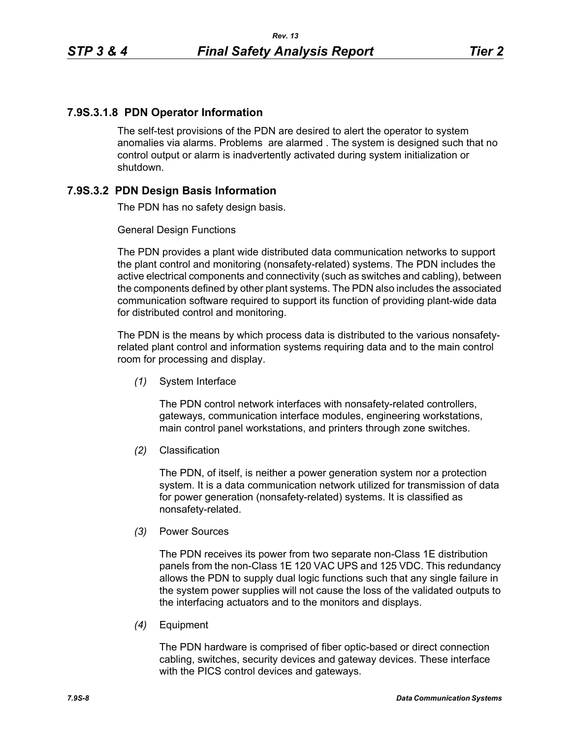### 7.9S.3.1.8 PDN Operator Information

The self-test provisions of the PDN are desired to alert the operator to system anomalies via alarms. Problems are alarmed . The system is designed such that no control output or alarm is inadvertently activated during system initialization or shutdown.

## 7.9S.3.2 PDN Design Basis Information

The PDN has no safety design basis.

General Design Functions

The PDN provides a plant wide distributed data communication networks to support the plant control and monitoring (nonsafety-related) systems. The PDN includes the active electrical components and connectivity (such as switches and cabling), between the components defined by other plant systems. The PDN also includes the associated communication software required to support its function of providing plant-wide data for distributed control and monitoring.

The PDN is the means by which process data is distributed to the various nonsafety-related plant control and information systems requiring data and to the main control room for processing and display.

*(1)* System Interface

The PDN control network interfaces with nonsafety-related controllers, gateways, communication interface modules, engineering workstations, main control panel workstations, and printers through zone switches.

*(2)* Classification

The PDN, of itself, is neither a power generation system nor a protection system. It is a data communication network utilized for transmission of data for power generation (nonsafety-related) systems. It is classified as nonsafety-related.

*(3)* Power Sources

The PDN receives its power from two separate non-Class 1E distribution panels from the non-Class 1E 120 VAC UPS and 125 VDC. This redundancy allows the PDN to supply dual logic functions such that any single failure in the system power supplies will not cause the loss of the validated outputs to the interfacing actuators and to the monitors and displays.

*(4)* Equipment

The PDN hardware is comprised of fiber optic-based or direct connection cabling, switches, security devices and gateway devices. These interface with the PICS control devices and gateways.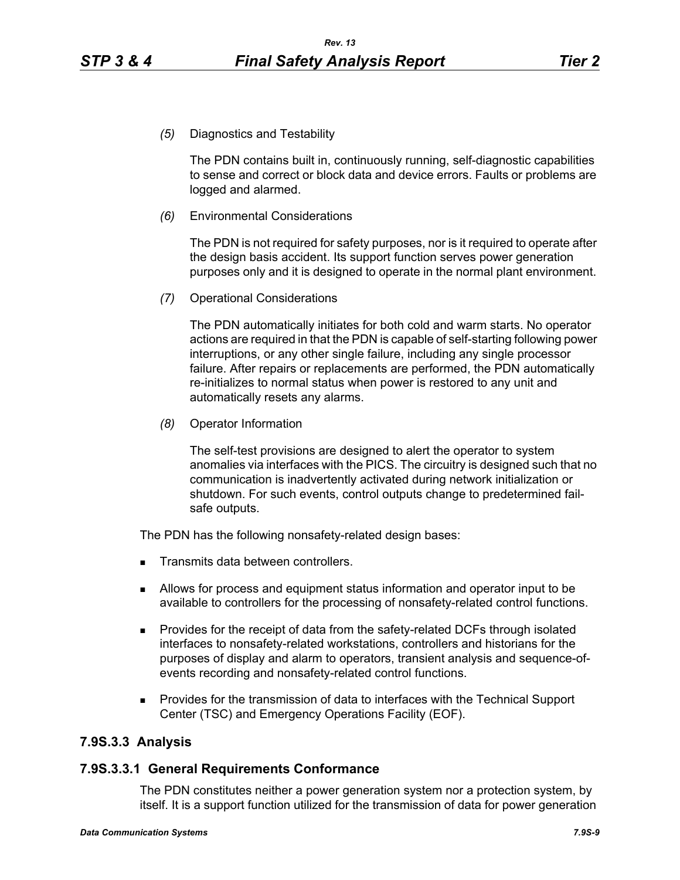*(5)* Diagnostics and Testability

The PDN contains built in, continuously running, self-diagnostic capabilities to sense and correct or block data and device errors. Faults or problems are logged and alarmed.

*(6)* Environmental Considerations

The PDN is not required for safety purposes, nor is it required to operate after the design basis accident. Its support function serves power generation purposes only and it is designed to operate in the normal plant environment.

*(7)* Operational Considerations

The PDN automatically initiates for both cold and warm starts. No operator actions are required in that the PDN is capable of self-starting following power interruptions, or any other single failure, including any single processor failure. After repairs or replacements are performed, the PDN automatically re-initializes to normal status when power is restored to any unit and automatically resets any alarms.

*(8)* Operator Information

The self-test provisions are designed to alert the operator to system anomalies via interfaces with the PICS. The circuitry is designed such that no communication is inadvertently activated during network initialization or shutdown. For such events, control outputs change to predetermined fail-safe outputs.

The PDN has the following nonsafety-related design bases:

- Transmits data between controllers.
- Allows for process and equipment status information and operator input to be available to controllers for the processing of nonsafety-related control functions.
- Provides for the receipt of data from the safety-related DCFs through isolated interfaces to nonsafety-related workstations, controllers and historians for the purposes of display and alarm to operators, transient analysis and sequence-of-events recording and nonsafety-related control functions.
- Provides for the transmission of data to interfaces with the Technical Support Center (TSC) and Emergency Operations Facility (EOF).

### 7.9S.3.3 Analysis

### 7.9S.3.3.1 General Requirements Conformance

The PDN constitutes neither a power generation system nor a protection system, by itself. It is a support function utilized for the transmission of data for power generation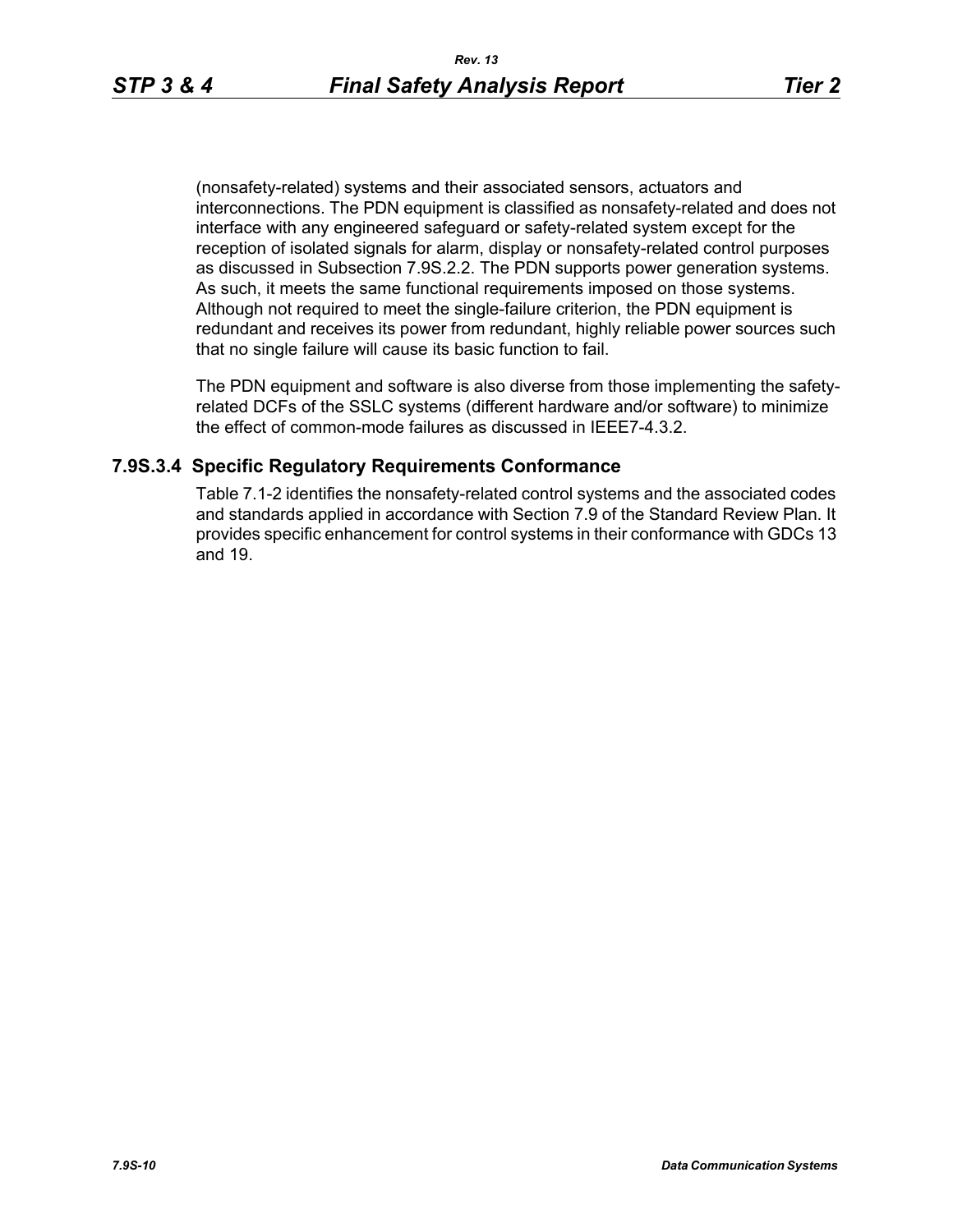(nonsafety-related) systems and their associated sensors, actuators and interconnections. The PDN equipment is classified as nonsafety-related and does not interface with any engineered safeguard or safety-related system except for the reception of isolated signals for alarm, display or nonsafety-related control purposes as discussed in Subsection 7.9S.2.2. The PDN supports power generation systems. As such, it meets the same functional requirements imposed on those systems. Although not required to meet the single-failure criterion, the PDN equipment is redundant and receives its power from redundant, highly reliable power sources such that no single failure will cause its basic function to fail.

The PDN equipment and software is also diverse from those implementing the safety-related DCFs of the SSLC systems (different hardware and/or software) to minimize the effect of common-mode failures as discussed in IEEE7-4.3.2.

### 7.9S.3.4 Specific Regulatory Requirements Conformance

Table 7.1-2 identifies the nonsafety-related control systems and the associated codes and standards applied in accordance with Section 7.9 of the Standard Review Plan. It provides specific enhancement for control systems in their conformance with GDCs 13 and 19.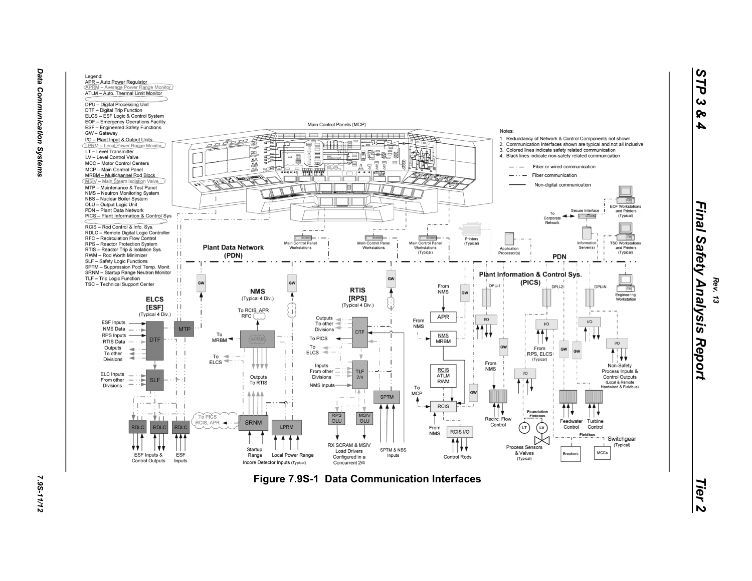Legend:
APR – Auto Power Regulator
APRM – Average Power Range Monitor
ATLM – Auto. Thermal Limit Monitor
DPU – Digital Processing Unit
DTF – Digital Trip Function
ELCS – ESF Logic & Control System
EOF – Emergency Operations Facility
ESF – Engineered Safety Functions
GW – Gateway
I/O – Plant Input & Output Units
LPRM – Local Power Range Monitor
LT – Level Transmitter
LV – Level Control Valve
MCC – Motor Control Centers
MCP – Main Control Panel
MRBM – Multichannel Rod Block
MSIV – Main Steam Isolation Valve
MTP – Maintenance & Test Panel
NMS – Neutron Monitoring System
NBS – Nuclear Boiler System
OLU – Output Logic Unit
PDN – Plant Data Network
PICS – Plant Information & Control Sys
RCIS – Rod Control & Info. Sys.
RDLC – Remote Digital Logic Controller
RFC – Recirculation Flow Control
RPS – Reactor Protection System
RTIS – Reactor Trip & Isolation Sys.
RWM – Rod Worth Minimizer
SLF – Safety Logic Functions
SPTM – Suppression Pool Temp. Monit.
SRNM – Startup Range Neutron Monitor
TLF – Trip Logic Function
TSC – Technical Support Center

Notes:
1. Redundancy of Network & Control Components not shown
2. Communication Interfaces shown are typical and not all inclusive
3. Colored lines indicate safety related communication
4. Black lines indicate non-safety related communication

Fiber or wired communication
Fiber communication
Non-digital communication

Main Control Panels (MCP)

Plant Data Network (PDN)

Main Control Panel Workstations
Main Control Panel Workstations
Main Control Panel Workstations (Typical)
Printers (Typical)
Application Processor(s)
To Corporate Network
Secure Interface
Information Server(s)
EOF Workstations and Printers (Typical)
TSC Workstations and Printers (Typical)
PDN
Engineering Workstation

Plant Information & Control Sys. (PICS)
DPU-1
DPU-2
DPU-N

ELCS [ESF] (Typical 4 Div.)
ESF Inputs
NMS Data
RPS Inputs
RTIS Data
Outputs To other Divisions
ELC Inputs From other Divisions
DTF
SLF
MTP
GW
RDLC
RDLC
RDLC
ESF Inputs & Control Outputs
ESF Inputs

NMS (Typical 4 Div.)
To RCIS, APR RFC
To MRBM
To ELCS
APRM
Outputs To RTIS
GW
To PICS RCIS, APR
SRNM
LPRM
Startup Range
Local Power Range
Incore Detector Inputs (Typical)

RTIS [RPS] (Typical 4 Div.)
GW
Outputs To other Divisions
To PICS
To ELCS
Inputs From other Divisions
NMS Inputs
DTF
TLF 2/4
SPTM
RPS OLU
MSIV OLU
RX SCRAM & MSIV Load Drivers Configured in a Concurrent 2/4
SPTM & NBS Inputs

From NMS
GW
APR
From NMS
NMS MRBM
RCIS ATLM RWM
To MCP
RCIS
GW
From NMS
RCIS I/O
Control Rods

I/O
GW
From NMS
I/O
Recirc. Flow Control
I/O
From RPS, ELCS (Typical)
I/O
Foundation Fieldbus
LT
LV
Process Sensors & Valves (Typical)
GW
GW
I/O
I/O
Non-Safety Process Inputs & Control Outputs (Local & Remote Hardwired & Fieldbus)
Feedwater Control
Turbine Control
Fieldbus
Switchgear (Typical)
Breakers
MCCs

**Figure 7.9S-1 Data Communication Interfaces**